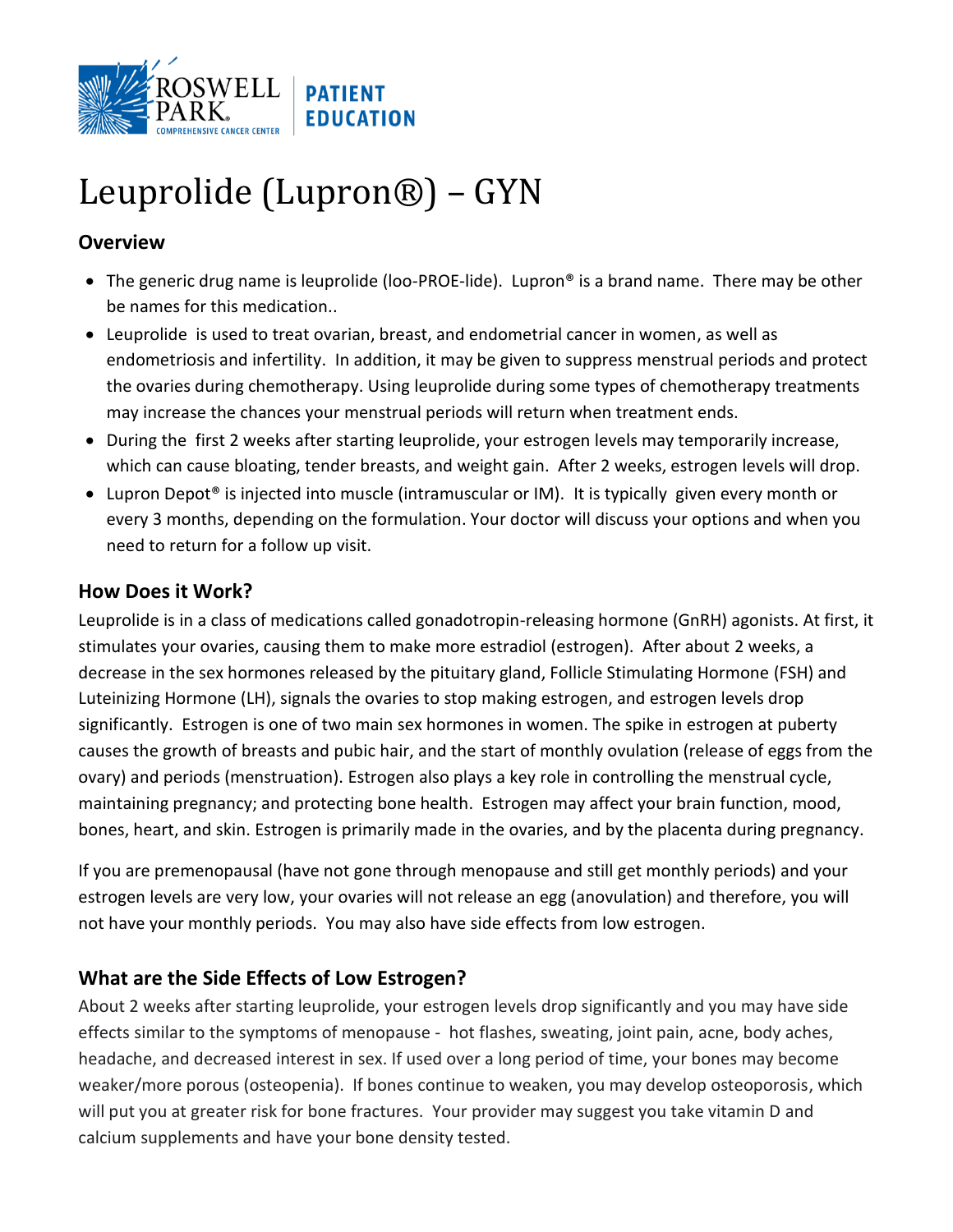# Leuprolide (Lupron®) – GYN

### Overview

- The generic drug name is leuprolide (loo-PROE-lide). Lupron® is a brand name. There may be other be names for this medication..
- Leuprolide is used to treat ovarian, breast, and endometrial cancer in women, as well as endometriosis and infertility. In addition, it may be given to suppress menstrual periods and protect the ovaries during chemotherapy. Using leuprolide during some types of chemotherapy treatments may increase the chances your menstrual periods will return when treatment ends.
- During the first 2 weeks after starting leuprolide, your estrogen levels may temporarily increase, which can cause bloating, tender breasts, and weight gain. After 2 weeks, estrogen levels will drop.
- Lupron Depot® is injected into muscle (intramuscular or IM). It is typically given every month or every 3 months, depending on the formulation. Your doctor will discuss your options and when you need to return for a follow up visit.

## How Does it Work?

Leuprolide is in a class of medications called gonadotropin-releasing hormone (GnRH) agonists. At first, it stimulates your ovaries, causing them to make more estradiol (estrogen). After about 2 weeks, a decrease in the sex hormones released by the pituitary gland, Follicle Stimulating Hormone (FSH) and Luteinizing Hormone (LH), signals the ovaries to stop making estrogen, and estrogen levels drop significantly. Estrogen is one of two main sex hormones in women. The spike in estrogen at puberty causes the growth of breasts and pubic hair, and the start of monthly ovulation (release of eggs from the ovary) and periods (menstruation). Estrogen also plays a key role in controlling the menstrual cycle, maintaining pregnancy; and protecting bone health. Estrogen may affect your brain function, mood, bones, heart, and skin. Estrogen is primarily made in the ovaries, and by the placenta during pregnancy.

If you are premenopausal (have not gone through menopause and still get monthly periods) and your estrogen levels are very low, your ovaries will not release an egg (anovulation) and therefore, you will not have your monthly periods. You may also have side effects from low estrogen.

## What are the Side Effects of Low Estrogen?

About 2 weeks after starting leuprolide, your estrogen levels drop significantly and you may have side effects similar to the symptoms of menopause - hot flashes, sweating, joint pain, acne, body aches, headache, and decreased interest in sex. If used over a long period of time, your bones may become weaker/more porous (osteopenia). If bones continue to weaken, you may develop osteoporosis, which will put you at greater risk for bone fractures. Your provider may suggest you take vitamin D and calcium supplements and have your bone density tested.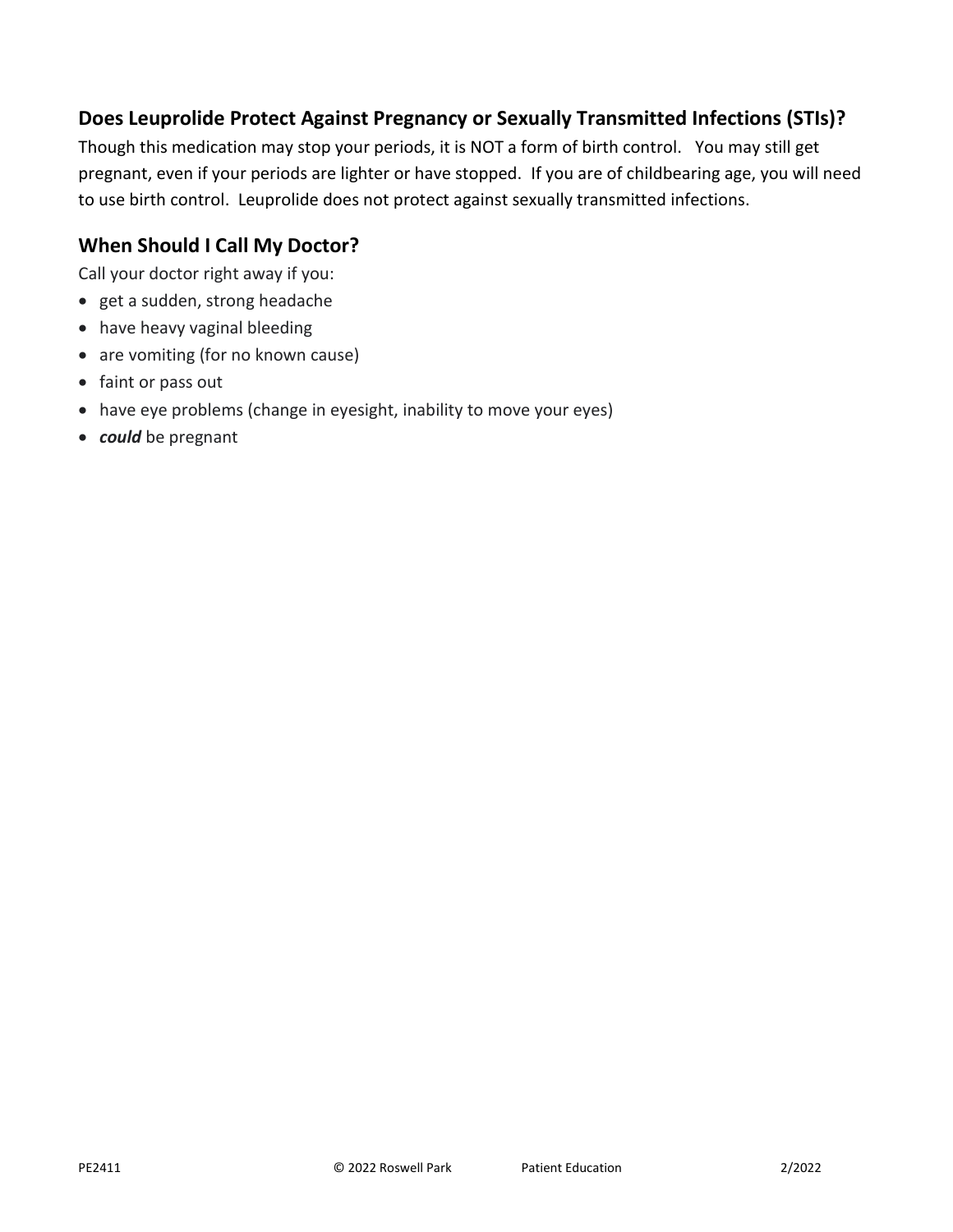## Does Leuprolide Protect Against Pregnancy or Sexually Transmitted Infections (STIs)?

Though this medication may stop your periods, it is NOT a form of birth control. You may still get pregnant, even if your periods are lighter or have stopped. If you are of childbearing age, you will need to use birth control. Leuprolide does not protect against sexually transmitted infections.

## When Should I Call My Doctor?

Call your doctor right away if you:

- get a sudden, strong headache
- have heavy vaginal bleeding
- are vomiting (for no known cause)
- faint or pass out
- have eye problems (change in eyesight, inability to move your eyes)
- ***could*** be pregnant

PE2411 © 2022 Roswell Park Patient Education 2/2022